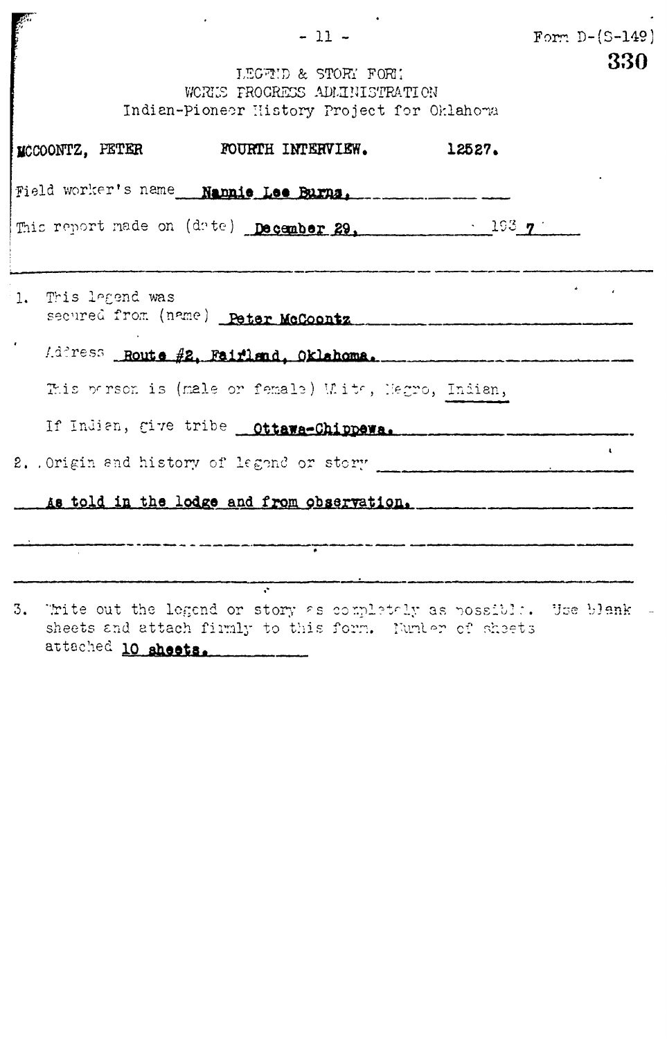Form D-(S-149)

330

LEGEND & STORY FORM
WORKS PROGRESS ADMINISTRATION
Indian-Pioneer History Project for Oklahoma

MCCOONTZ, PETER FOURTH INTERVIEW. 12527.

Field worker's name **Nannie Lee Burns.**

This report made on (date) **December 29,** 193 **7**

1. This legend was secured from (name) **Peter McCoontz**

   Address **Route #2, Fairland, Oklahoma.**

   This person is (male or female) White, Negro, Indian,

   If Indian, give tribe **Ottawa-Chippewa.**

2. Origin and history of legend or story

   **As told in the lodge and from observation.**

3. Write out the legend or story as completely as possible. Use blank sheets and attach firmly to this form. Number of sheets attached **10 sheets.**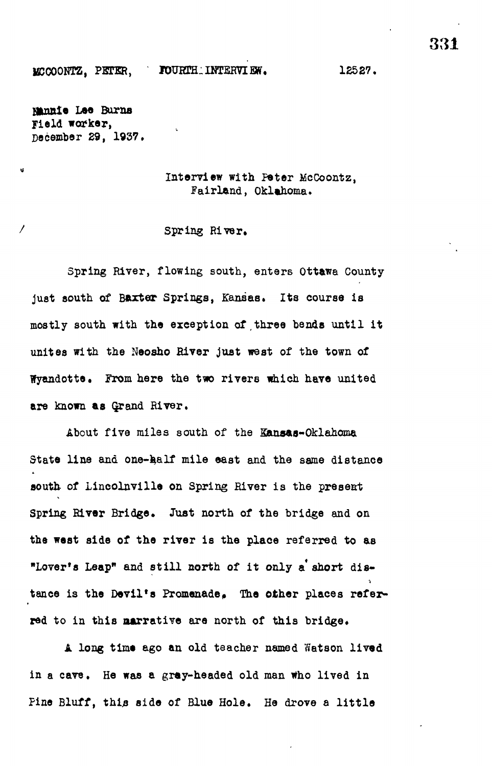MCCOONTZ, PETER, FOURTH INTERVIEW. 12527.

Mannie Lee Burns
Field worker,
December 29, 1937.

Interview with Peter McCoontz,
Fairland, Oklahoma.

Spring River.

Spring River, flowing south, enters Ottawa County just south of Baxter Springs, Kansas. Its course is mostly south with the exception of three bends until it unites with the Neosho River just west of the town of Wyandotte. From here the two rivers which have united are known as Grand River.

About five miles south of the Kansas-Oklahoma State line and one-half mile east and the same distance south of Lincolnville on Spring River is the present Spring River Bridge. Just north of the bridge and on the west side of the river is the place referred to as "Lover's Leap" and still north of it only a short distance is the Devil's Promenade. The other places referred to in this narrative are north of this bridge.

A long time ago an old teacher named Watson lived in a cave. He was a gray-headed old man who lived in Pine Bluff, this side of Blue Hole. He drove a little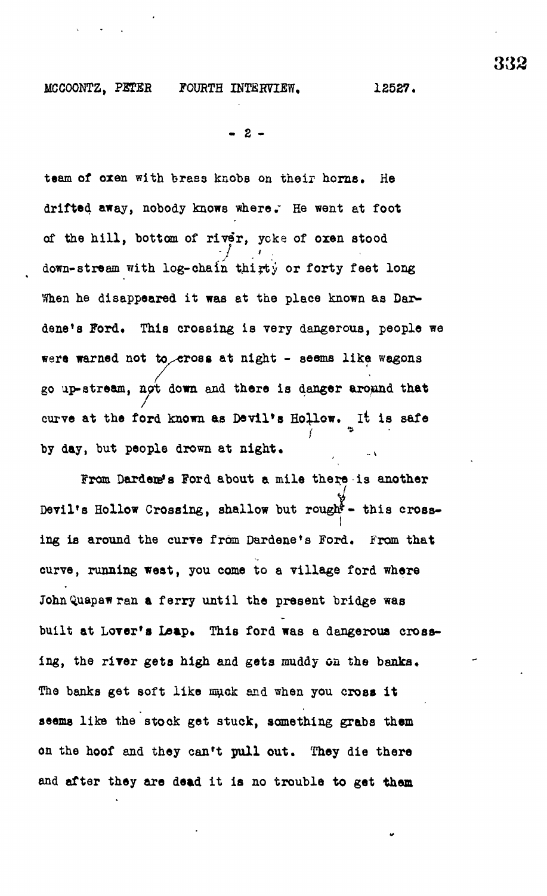team of oxen with brass knobs on their horns. He drifted away, nobody knows where. He went at foot of the hill, bottom of river, yoke of oxen stood down-stream with log-chain thirty or forty feet long When he disappeared it was at the place known as Dardene's Ford. This crossing is very dangerous, people we were warned not to cross at night - seems like wagons go up-stream, not down and there is danger around that curve at the ford known as Devil's Hollow. It is safe by day, but people drown at night.

From Dardene's Ford about a mile there is another Devil's Hollow Crossing, shallow but rough - this crossing is around the curve from Dardene's Ford. From that curve, running west, you come to a village ford where John Quapaw ran a ferry until the present bridge was built at Lover's Leap. This ford was a dangerous crossing, the river gets high and gets muddy on the banks. The banks get soft like muck and when you cross it seems like the stock get stuck, something grabs them on the hoof and they can't pull out. They die there and after they are dead it is no trouble to get them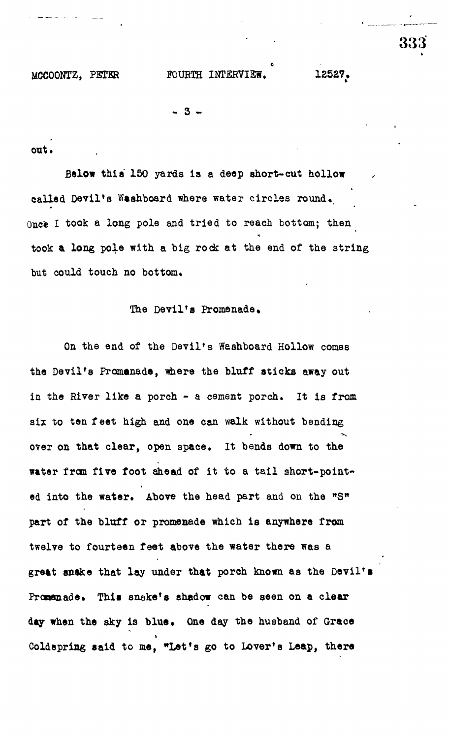out.

Below this 150 yards is a deep short-cut hollow called Devil's Washboard where water circles round. Once I took a long pole and tried to reach bottom; then took a long pole with a big rock at the end of the string but could touch no bottom.

## The Devil's Promenade.

On the end of the Devil's Washboard Hollow comes the Devil's Promenade, where the bluff sticks away out in the River like a porch - a cement porch. It is from six to ten feet high and one can walk without bending over on that clear, open space. It bends down to the water from five foot ahead of it to a tail short-pointed into the water. Above the head part and on the "S" part of the bluff or promenade which is anywhere from twelve to fourteen feet above the water there was a great snake that lay under that porch known as the Devil's Promenade. This snake's shadow can be seen on a clear day when the sky is blue. One day the husband of Grace Coldspring said to me, "Let's go to Lover's Leap, there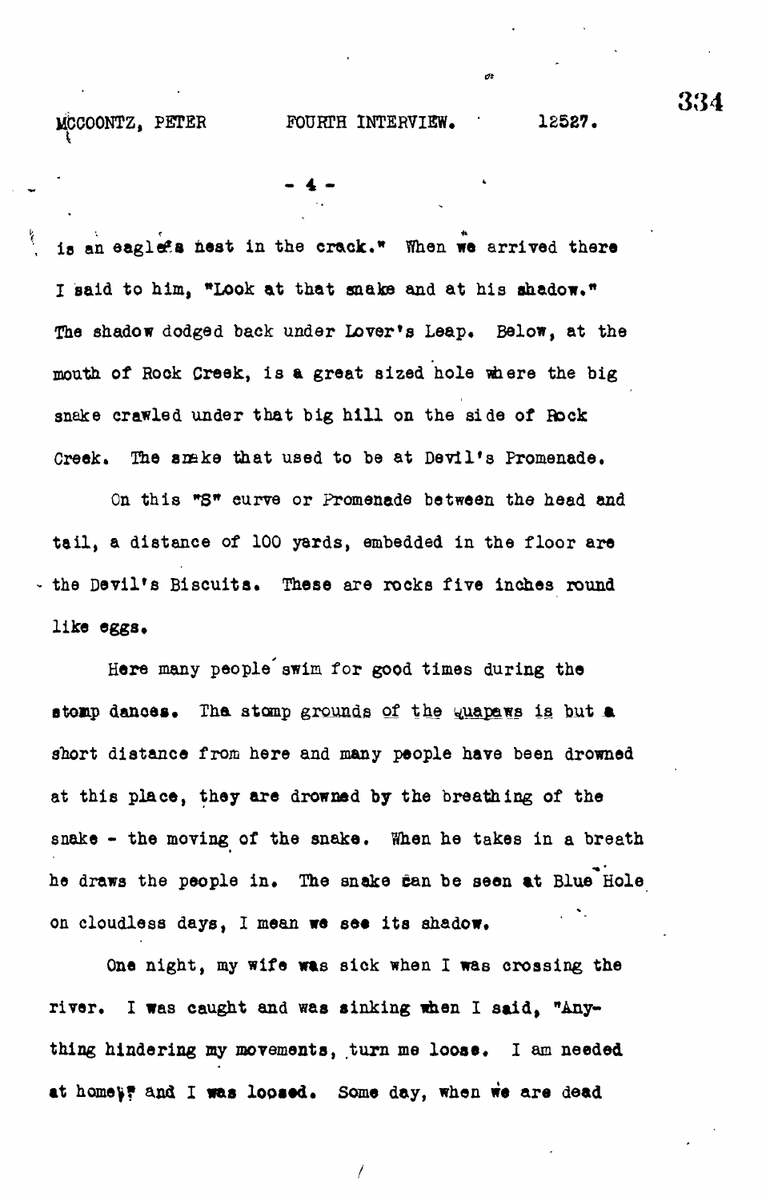is an eagle's nest in the crack." When we arrived there I said to him, "Look at that snake and at his shadow." The shadow dodged back under Lover's Leap. Below, at the mouth of Rock Creek, is a great sized hole where the big snake crawled under that big hill on the side of Rock Creek. The snake that used to be at Devil's Promenade.

On this "S" curve or Promenade between the head and tail, a distance of 100 yards, embedded in the floor are the Devil's Biscuits. These are rocks five inches round like eggs.

Here many people swim for good times during the stomp dances. The stomp grounds of the Quapaws is but a short distance from here and many people have been drowned at this place, they are drowned by the breathing of the snake - the moving of the snake. When he takes in a breath he draws the people in. The snake can be seen at Blue Hole on cloudless days, I mean we see its shadow.

One night, my wife was sick when I was crossing the river. I was caught and was sinking when I said, "Anything hindering my movements, turn me loose. I am needed at home," and I was loosed. Some day, when we are dead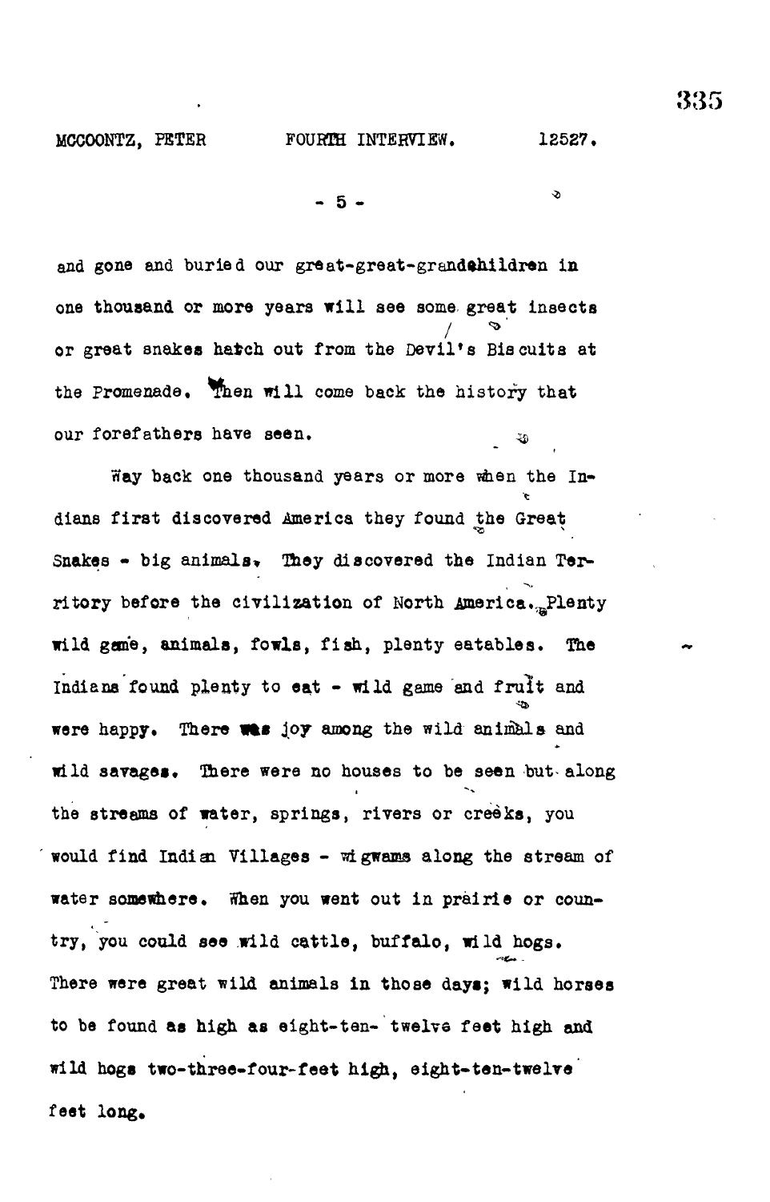and gone and buried our great-great-grandchildren in one thousand or more years will see some great insects or great snakes hatch out from the Devil's Biscuits at the Promenade. Then will come back the history that our forefathers have seen.

Way back one thousand years or more when the Indians first discovered America they found the Great Snakes - big animals. They discovered the Indian Territory before the civilization of North America. Plenty wild game, animals, fowls, fish, plenty eatables. The Indians found plenty to eat - wild game and fruit and were happy. There was joy among the wild animals and wild savages. There were no houses to be seen but along the streams of water, springs, rivers or creeks, you would find Indian Villages - wigwams along the stream of water somewhere. When you went out in prairie or country, you could see wild cattle, buffalo, wild hogs. There were great wild animals in those days; wild horses to be found as high as eight-ten- twelve feet high and wild hogs two-three-four-feet high, eight-ten-twelve feet long.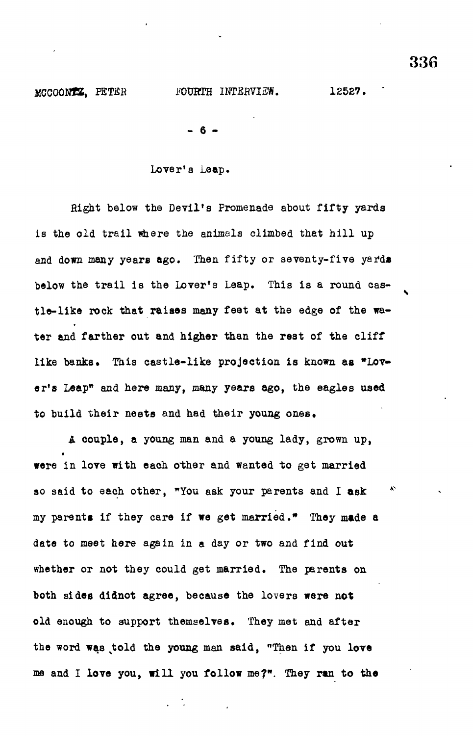Lover's Leap.

Right below the Devil's Promenade about fifty yards is the old trail where the animals climbed that hill up and down many years ago. Then fifty or seventy-five yards below the trail is the Lover's Leap. This is a round castle-like rock that raises many feet at the edge of the water and farther out and higher than the rest of the cliff like banks. This castle-like projection is known as "Lover's Leap" and here many, many years ago, the eagles used to build their nests and had their young ones.

A couple, a young man and a young lady, grown up, were in love with each other and wanted to get married so said to each other, "You ask your parents and I ask my parents if they care if we get married." They made a date to meet here again in a day or two and find out whether or not they could get married. The parents on both sides didnot agree, because the lovers were not old enough to support themselves. They met and after the word was told the young man said, "Then if you love me and I love you, will you follow me?". They ran to the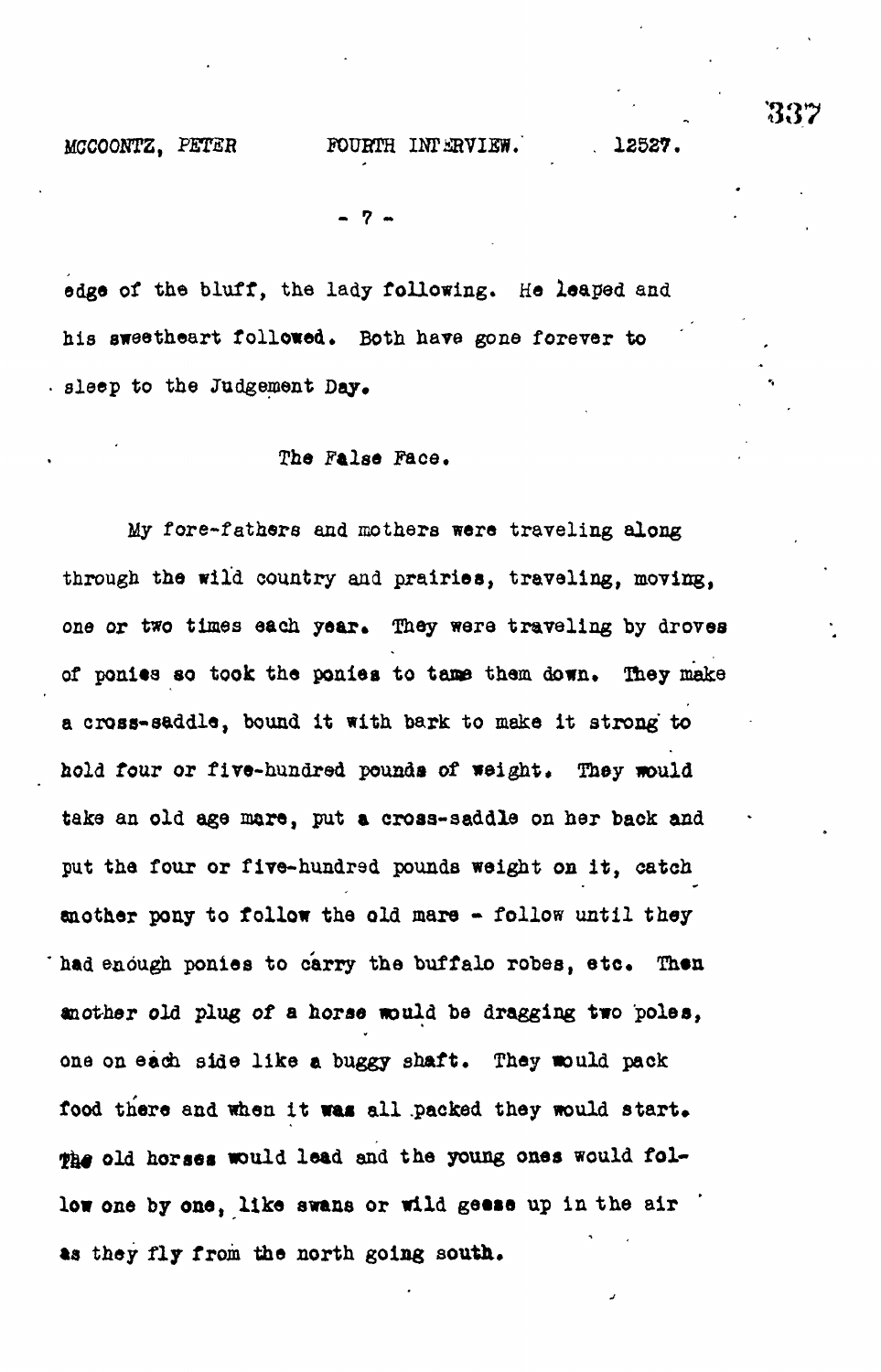edge of the bluff, the lady following. He leaped and his sweetheart followed. Both have gone forever to sleep to the Judgement Day.

## The False Face.

My fore-fathers and mothers were traveling along through the wild country and prairies, traveling, moving, one or two times each year. They were traveling by droves of ponies so took the ponies to tame them down. They make a cross-saddle, bound it with bark to make it strong to hold four or five-hundred pounds of weight. They would take an old age mare, put a cross-saddle on her back and put the four or five-hundred pounds weight on it, catch another pony to follow the old mare - follow until they had enough ponies to carry the buffalo robes, etc. Then another old plug of a horse would be dragging two poles, one on each side like a buggy shaft. They would pack food there and when it was all packed they would start. The old horses would lead and the young ones would follow one by one, like swans or wild geese up in the air as they fly from the north going south.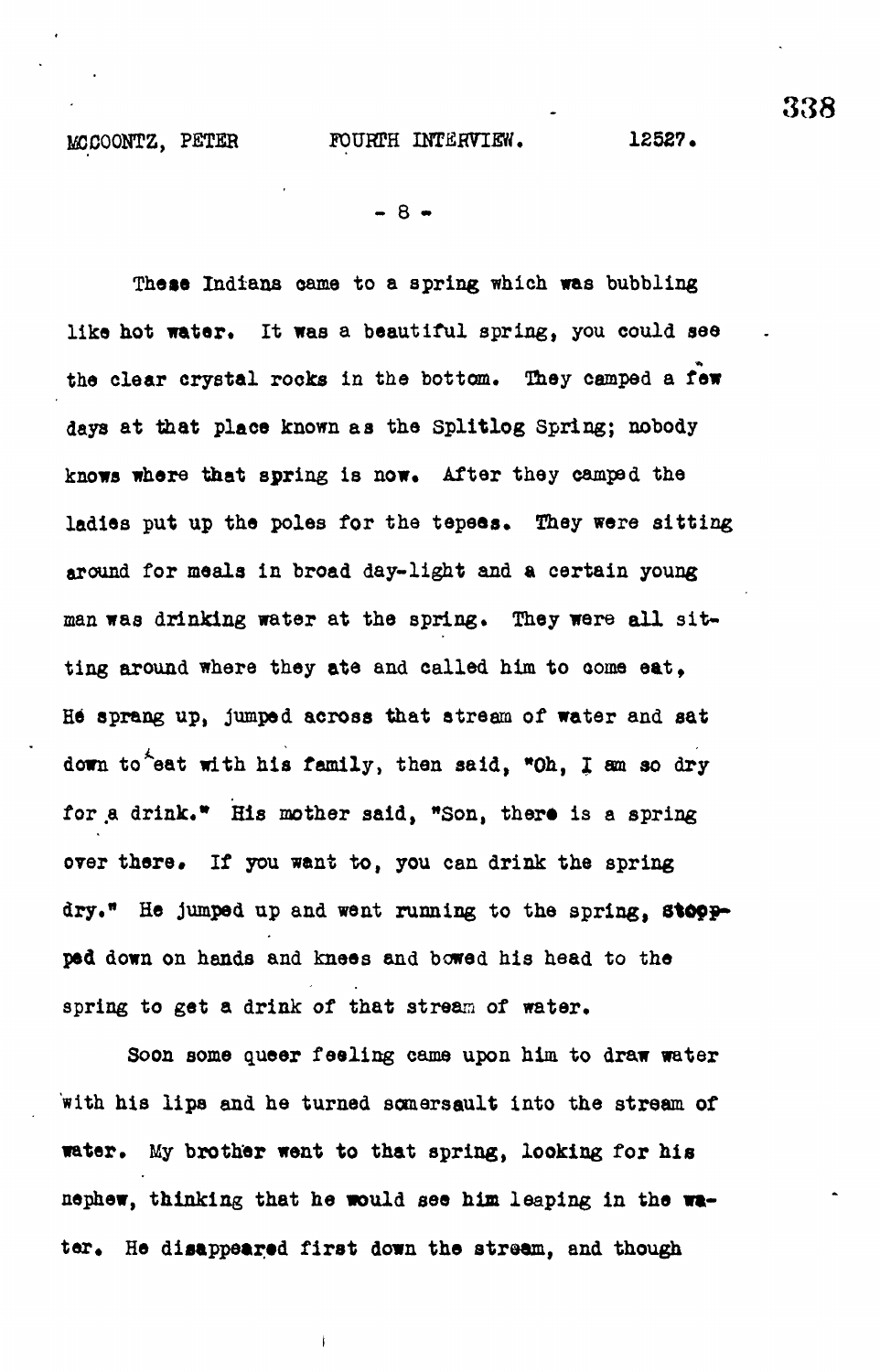These Indians came to a spring which was bubbling like hot water. It was a beautiful spring, you could see the clear crystal rocks in the bottom. They camped a few days at that place known as the Splitlog Spring; nobody knows where that spring is now. After they camped the ladies put up the poles for the tepees. They were sitting around for meals in broad day-light and a certain young man was drinking water at the spring. They were all sitting around where they ate and called him to come eat, He sprang up, jumped across that stream of water and sat down to eat with his family, then said, "Oh, I am so dry for a drink." His mother said, "Son, there is a spring over there. If you want to, you can drink the spring dry." He jumped up and went running to the spring, stoopped down on hands and knees and bowed his head to the spring to get a drink of that stream of water.

Soon some queer feeling came upon him to draw water with his lips and he turned somersault into the stream of water. My brother went to that spring, looking for his nephew, thinking that he would see him leaping in the water. He disappeared first down the stream, and though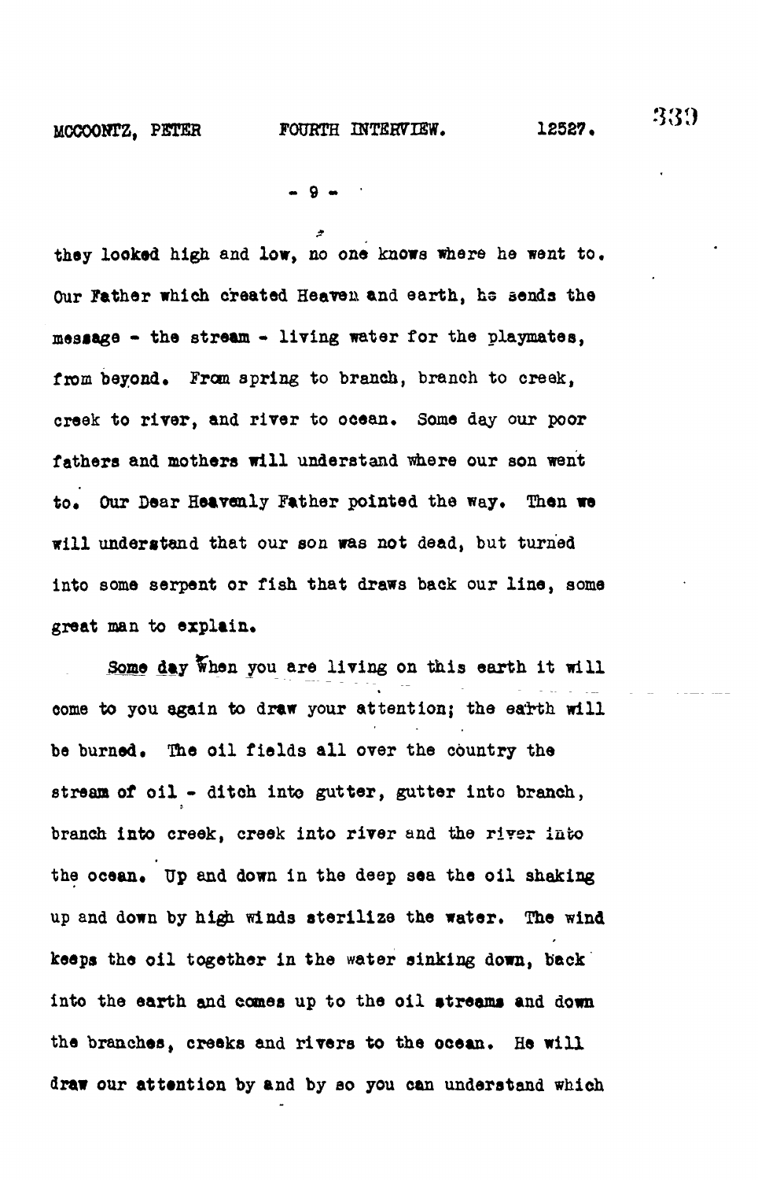they looked high and low, no one knows where he went to. Our Father which created Heaven and earth, he sends the message - the stream - living water for the playmates, from beyond. From spring to branch, branch to creek, creek to river, and river to ocean. Some day our poor fathers and mothers will understand where our son went to. Our Dear Heavenly Father pointed the way. Then we will understand that our son was not dead, but turned into some serpent or fish that draws back our line, some great man to explain.

Some day when you are living on this earth it will come to you again to draw your attention; the earth will be burned. The oil fields all over the country the stream of oil - ditch into gutter, gutter into branch, branch into creek, creek into river and the river into the ocean. Up and down in the deep sea the oil shaking up and down by high winds sterilize the water. The wind keeps the oil together in the water sinking down, back into the earth and comes up to the oil streams and down the branches, creeks and rivers to the ocean. He will draw our attention by and by so you can understand which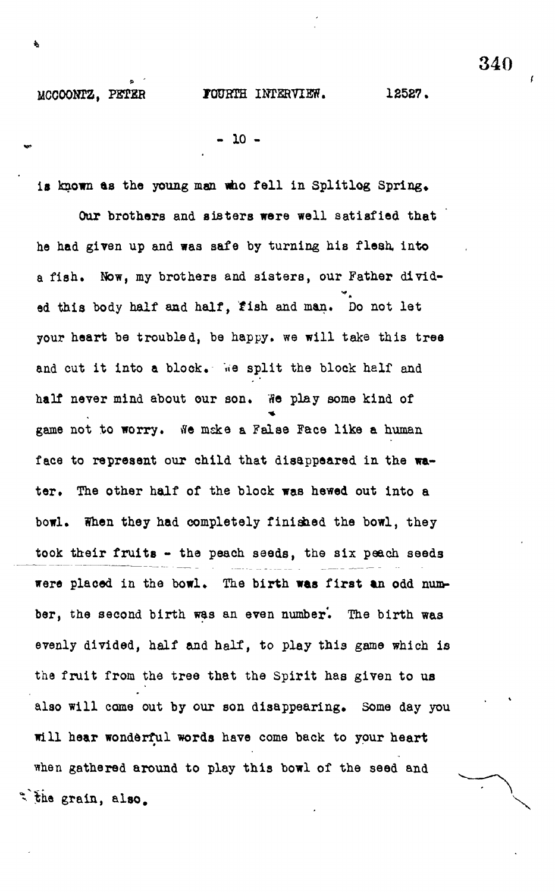is known as the young man who fell in Splitlog Spring.

Our brothers and sisters were well satisfied that he had given up and was safe by turning his flesh into a fish. Now, my brothers and sisters, our Father divided this body half and half, fish and man. Do not let your heart be troubled, be happy. we will take this tree and cut it into a block. We split the block half and half never mind about our son. We play some kind of game not to worry. We make a False Face like a human face to represent our child that disappeared in the water. The other half of the block was hewed out into a bowl. When they had completely finished the bowl, they took their fruits - the peach seeds, the six peach seeds were placed in the bowl. The birth was first an odd number, the second birth was an even number. The birth was evenly divided, half and half, to play this game which is the fruit from the tree that the Spirit has given to us also will come out by our son disappearing. Some day you will hear wonderful words have come back to your heart when gathered around to play this bowl of the seed and the grain, also.